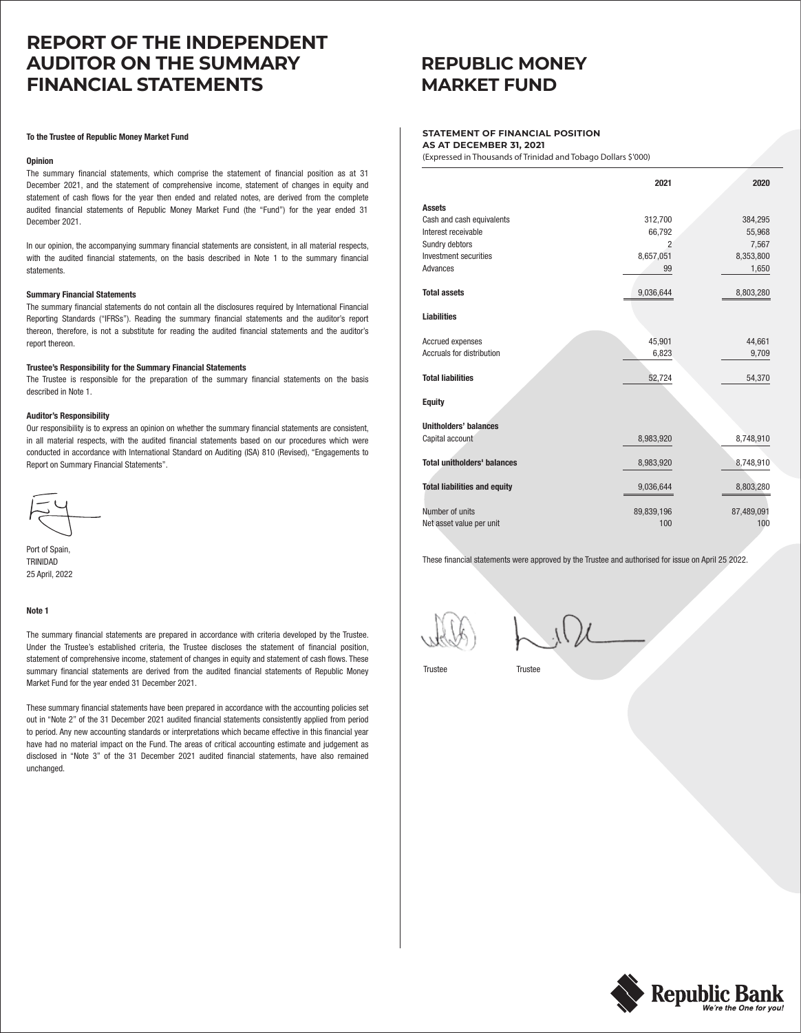# REPORT OF THE INDEPENDENT AUDITOR ON THE SUMMARY FINANCIAL STATEMENTS

**To the Trustee of Republic Money Market Fund**

**Opinion**

The summary financial statements, which comprise the statement of financial position as at 31 December 2021, and the statement of comprehensive income, statement of changes in equity and statement of cash flows for the year then ended and related notes, are derived from the complete audited financial statements of Republic Money Market Fund (the "Fund") for the year ended 31 December 2021.

In our opinion, the accompanying summary financial statements are consistent, in all material respects, with the audited financial statements, on the basis described in Note 1 to the summary financial statements.

**Summary Financial Statements**

The summary financial statements do not contain all the disclosures required by International Financial Reporting Standards ("IFRSs"). Reading the summary financial statements and the auditor's report thereon, therefore, is not a substitute for reading the audited financial statements and the auditor's report thereon.

**Trustee's Responsibility for the Summary Financial Statements**

The Trustee is responsible for the preparation of the summary financial statements on the basis described in Note 1.

**Auditor's Responsibility**

Our responsibility is to express an opinion on whether the summary financial statements are consistent, in all material respects, with the audited financial statements based on our procedures which were conducted in accordance with International Standard on Auditing (ISA) 810 (Revised), "Engagements to Report on Summary Financial Statements".

Port of Spain,
TRINIDAD
25 April, 2022

**Note 1**

The summary financial statements are prepared in accordance with criteria developed by the Trustee. Under the Trustee's established criteria, the Trustee discloses the statement of financial position, statement of comprehensive income, statement of changes in equity and statement of cash flows. These summary financial statements are derived from the audited financial statements of Republic Money Market Fund for the year ended 31 December 2021.

These summary financial statements have been prepared in accordance with the accounting policies set out in "Note 2" of the 31 December 2021 audited financial statements consistently applied from period to period. Any new accounting standards or interpretations which became effective in this financial year have had no material impact on the Fund. The areas of critical accounting estimate and judgement as disclosed in "Note 3" of the 31 December 2021 audited financial statements, have also remained unchanged.

# REPUBLIC MONEY MARKET FUND

### STATEMENT OF FINANCIAL POSITION AS AT DECEMBER 31, 2021

(Expressed in Thousands of Trinidad and Tobago Dollars $'000)

| | 2021 | 2020 |
|---|---|---|
| **Assets** | | |
| Cash and cash equivalents | 312,700 | 384,295 |
| Interest receivable | 66,792 | 55,968 |
| Sundry debtors | 2 | 7,567 |
| Investment securities | 8,657,051 | 8,353,800 |
| Advances | 99 | 1,650 |
| **Total assets** | 9,036,644 | 8,803,280 |
| **Liabilities** | | |
| Accrued expenses | 45,901 | 44,661 |
| Accruals for distribution | 6,823 | 9,709 |
| **Total liabilities** | 52,724 | 54,370 |
| **Equity** | | |
| **Unitholders' balances** | | |
| Capital account | 8,983,920 | 8,748,910 |
| **Total unitholders' balances** | 8,983,920 | 8,748,910 |
| **Total liabilities and equity** | 9,036,644 | 8,803,280 |
| Number of units | 89,839,196 | 87,489,091 |
| Net asset value per unit | 100 | 100 |

These financial statements were approved by the Trustee and authorised for issue on April 25 2022.

Trustee Trustee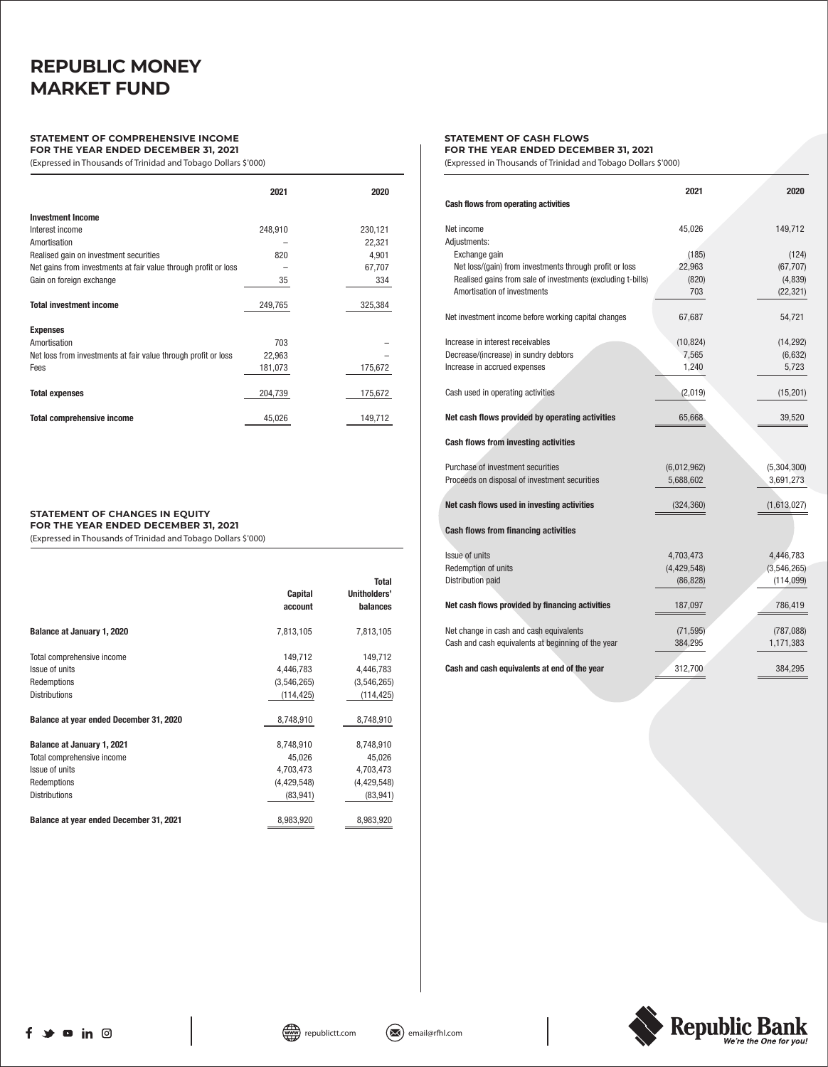# REPUBLIC MONEY MARKET FUND

## STATEMENT OF COMPREHENSIVE INCOME
**FOR THE YEAR ENDED DECEMBER 31, 2021**
(Expressed in Thousands of Trinidad and Tobago Dollars $'000)

| | 2021 | 2020 |
|---|---|---|
| **Investment Income** | | |
| Interest income | 248,910 | 230,121 |
| Amortisation | – | 22,321 |
| Realised gain on investment securities | 820 | 4,901 |
| Net gains from investments at fair value through profit or loss | – | 67,707 |
| Gain on foreign exchange | 35 | 334 |
| **Total investment income** | 249,765 | 325,384 |
| **Expenses** | | |
| Amortisation | 703 | – |
| Net loss from investments at fair value through profit or loss | 22,963 | – |
| Fees | 181,073 | 175,672 |
| **Total expenses** | 204,739 | 175,672 |
| **Total comprehensive income** | 45,026 | 149,712 |

## STATEMENT OF CHANGES IN EQUITY
**FOR THE YEAR ENDED DECEMBER 31, 2021**
(Expressed in Thousands of Trinidad and Tobago Dollars $'000)

| | Capital account | Total Unitholders' balances |
|---|---|---|
| **Balance at January 1, 2020** | 7,813,105 | 7,813,105 |
| Total comprehensive income | 149,712 | 149,712 |
| Issue of units | 4,446,783 | 4,446,783 |
| Redemptions | (3,546,265) | (3,546,265) |
| Distributions | (114,425) | (114,425) |
| **Balance at year ended December 31, 2020** | 8,748,910 | 8,748,910 |
| **Balance at January 1, 2021** | 8,748,910 | 8,748,910 |
| Total comprehensive income | 45,026 | 45,026 |
| Issue of units | 4,703,473 | 4,703,473 |
| Redemptions | (4,429,548) | (4,429,548) |
| Distributions | (83,941) | (83,941) |
| **Balance at year ended December 31, 2021** | 8,983,920 | 8,983,920 |

## STATEMENT OF CASH FLOWS
**FOR THE YEAR ENDED DECEMBER 31, 2021**
(Expressed in Thousands of Trinidad and Tobago Dollars $'000)

| | 2021 | 2020 |
|---|---|---|
| **Cash flows from operating activities** | | |
| Net income | 45,026 | 149,712 |
| Adjustments: | | |
| Exchange gain | (185) | (124) |
| Net loss/(gain) from investments through profit or loss | 22,963 | (67,707) |
| Realised gains from sale of investments (excluding t-bills) | (820) | (4,839) |
| Amortisation of investments | 703 | (22,321) |
| Net investment income before working capital changes | 67,687 | 54,721 |
| Increase in interest receivables | (10,824) | (14,292) |
| Decrease/(increase) in sundry debtors | 7,565 | (6,632) |
| Increase in accrued expenses | 1,240 | 5,723 |
| Cash used in operating activities | (2,019) | (15,201) |
| **Net cash flows provided by operating activities** | 65,668 | 39,520 |
| **Cash flows from investing activities** | | |
| Purchase of investment securities | (6,012,962) | (5,304,300) |
| Proceeds on disposal of investment securities | 5,688,602 | 3,691,273 |
| **Net cash flows used in investing activities** | (324,360) | (1,613,027) |
| **Cash flows from financing activities** | | |
| Issue of units | 4,703,473 | 4,446,783 |
| Redemption of units | (4,429,548) | (3,546,265) |
| Distribution paid | (86,828) | (114,099) |
| **Net cash flows provided by financing activities** | 187,097 | 786,419 |
| Net change in cash and cash equivalents | (71,595) | (787,088) |
| Cash and cash equivalents at beginning of the year | 384,295 | 1,171,383 |
| **Cash and cash equivalents at end of the year** | 312,700 | 384,295 |

republictt.com email@rfhl.com

Republic Bank
*We're the One for you!*